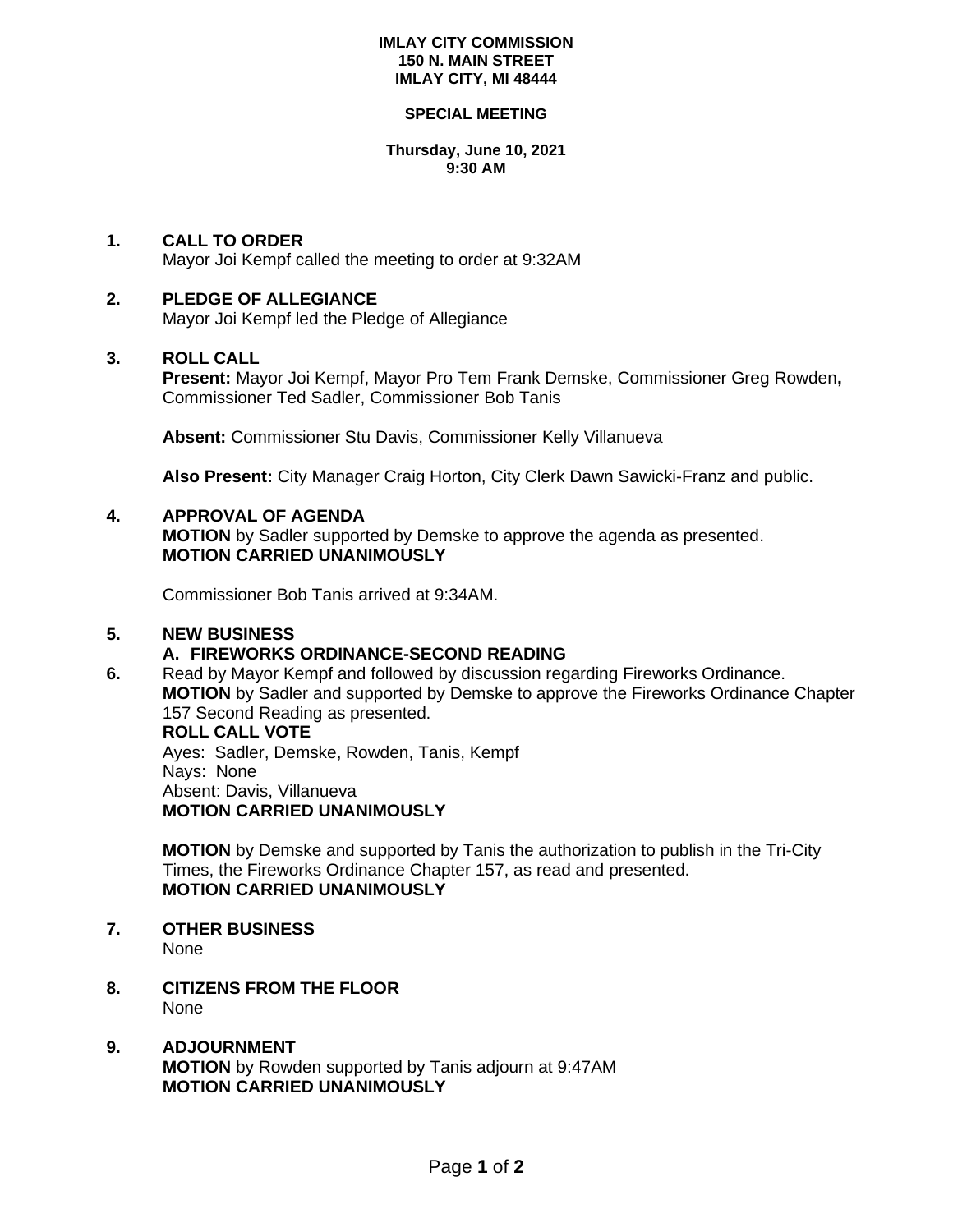**IMLAY CITY COMMISSION**
**150 N. MAIN STREET**
**IMLAY CITY, MI 48444**

**SPECIAL MEETING**

**Thursday, June 10, 2021**
**9:30 AM**

**1. CALL TO ORDER**
Mayor Joi Kempf called the meeting to order at 9:32AM

**2. PLEDGE OF ALLEGIANCE**
Mayor Joi Kempf led the Pledge of Allegiance

**3. ROLL CALL**
**Present:** Mayor Joi Kempf, Mayor Pro Tem Frank Demske, Commissioner Greg Rowden**,** Commissioner Ted Sadler, Commissioner Bob Tanis

**Absent:** Commissioner Stu Davis, Commissioner Kelly Villanueva

**Also Present:** City Manager Craig Horton, City Clerk Dawn Sawicki-Franz and public.

**4. APPROVAL OF AGENDA**
**MOTION** by Sadler supported by Demske to approve the agenda as presented.
**MOTION CARRIED UNANIMOUSLY**

Commissioner Bob Tanis arrived at 9:34AM.

**5. NEW BUSINESS**
**A. FIREWORKS ORDINANCE-SECOND READING**

**6.** Read by Mayor Kempf and followed by discussion regarding Fireworks Ordinance.
**MOTION** by Sadler and supported by Demske to approve the Fireworks Ordinance Chapter 157 Second Reading as presented.
**ROLL CALL VOTE**
Ayes: Sadler, Demske, Rowden, Tanis, Kempf
Nays: None
Absent: Davis, Villanueva
**MOTION CARRIED UNANIMOUSLY**

**MOTION** by Demske and supported by Tanis the authorization to publish in the Tri-City Times, the Fireworks Ordinance Chapter 157, as read and presented.
**MOTION CARRIED UNANIMOUSLY**

**7. OTHER BUSINESS**
None

**8. CITIZENS FROM THE FLOOR**
None

**9. ADJOURNMENT**
**MOTION** by Rowden supported by Tanis adjourn at 9:47AM
**MOTION CARRIED UNANIMOUSLY**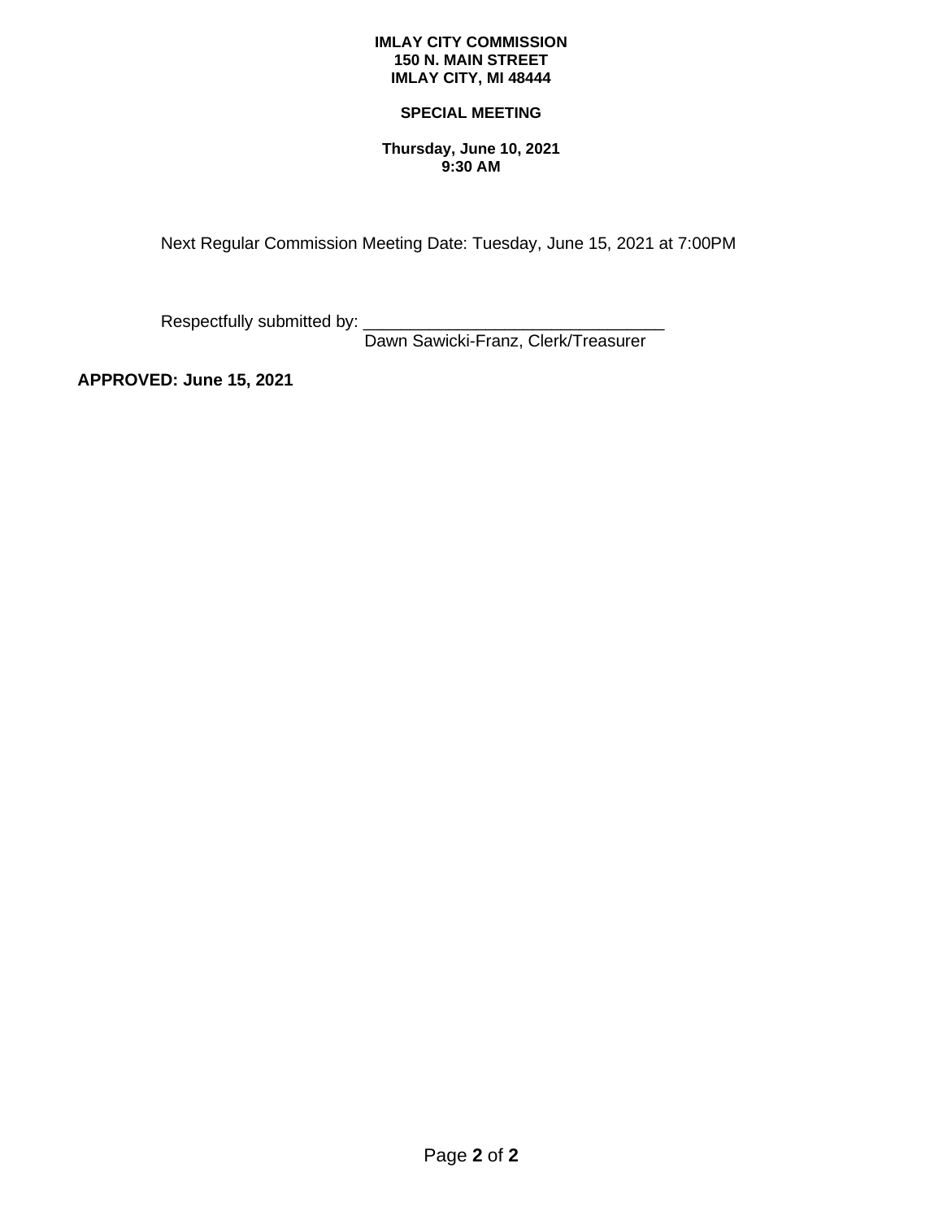**IMLAY CITY COMMISSION**
**150 N. MAIN STREET**
**IMLAY CITY, MI 48444**

**SPECIAL MEETING**

**Thursday, June 10, 2021**
**9:30 AM**

Next Regular Commission Meeting Date: Tuesday, June 15, 2021 at 7:00PM

Respectfully submitted by: ________________________________
Dawn Sawicki-Franz, Clerk/Treasurer

**APPROVED: June 15, 2021**